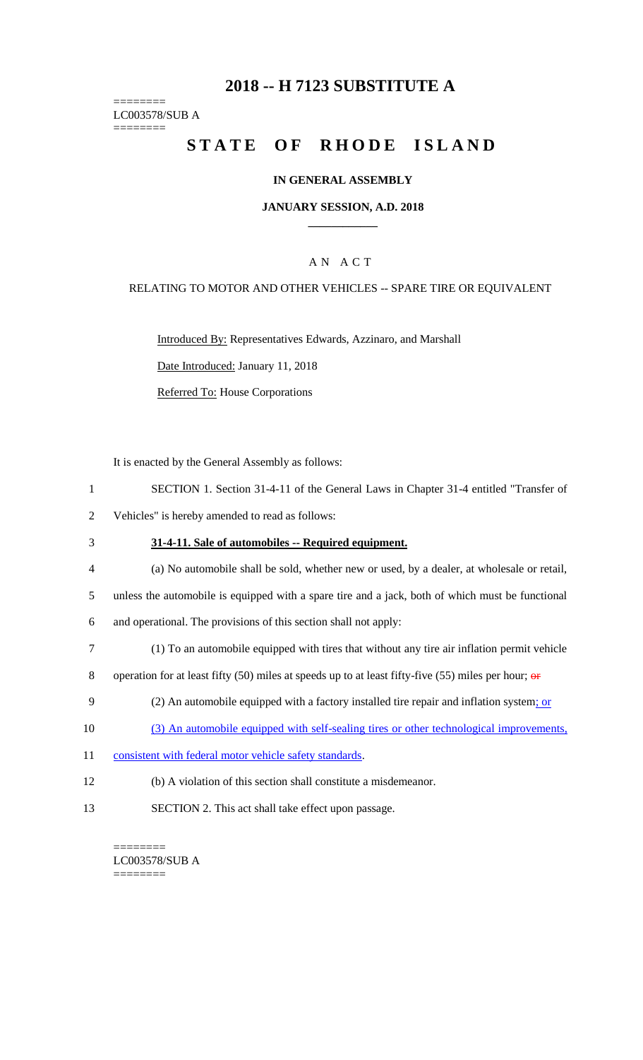# 2018 -- H 7123 SUBSTITUTE A

========
LC003578/SUB A
========

# STATE OF RHODE ISLAND

## IN GENERAL ASSEMBLY

### JANUARY SESSION, A.D. 2018

---

A N A C T

RELATING TO MOTOR AND OTHER VEHICLES -- SPARE TIRE OR EQUIVALENT

Introduced By: Representatives Edwards, Azzinaro, and Marshall

Date Introduced: January 11, 2018

Referred To: House Corporations

It is enacted by the General Assembly as follows:

1 SECTION 1. Section 31-4-11 of the General Laws in Chapter 31-4 entitled "Transfer of
2 Vehicles" is hereby amended to read as follows:

3 **31-4-11. Sale of automobiles -- Required equipment.**

4 (a) No automobile shall be sold, whether new or used, by a dealer, at wholesale or retail,
5 unless the automobile is equipped with a spare tire and a jack, both of which must be functional
6 and operational. The provisions of this section shall not apply:

7 (1) To an automobile equipped with tires that without any tire air inflation permit vehicle
8 operation for at least fifty (50) miles at speeds up to at least fifty-five (55) miles per hour; ~~or~~

9 (2) An automobile equipped with a factory installed tire repair and inflation system; or

10 (3) An automobile equipped with self-sealing tires or other technological improvements,
11 consistent with federal motor vehicle safety standards.

12 (b) A violation of this section shall constitute a misdemeanor.

13 SECTION 2. This act shall take effect upon passage.

========
LC003578/SUB A
========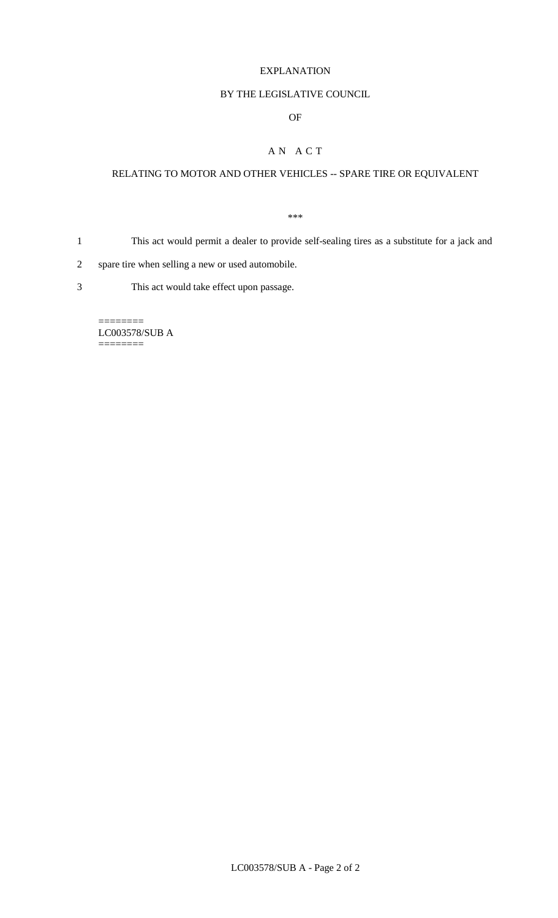EXPLANATION

BY THE LEGISLATIVE COUNCIL

OF

A N A C T

RELATING TO MOTOR AND OTHER VEHICLES -- SPARE TIRE OR EQUIVALENT

***

1 This act would permit a dealer to provide self-sealing tires as a substitute for a jack and

2 spare tire when selling a new or used automobile.

3 This act would take effect upon passage.

========
LC003578/SUB A
========